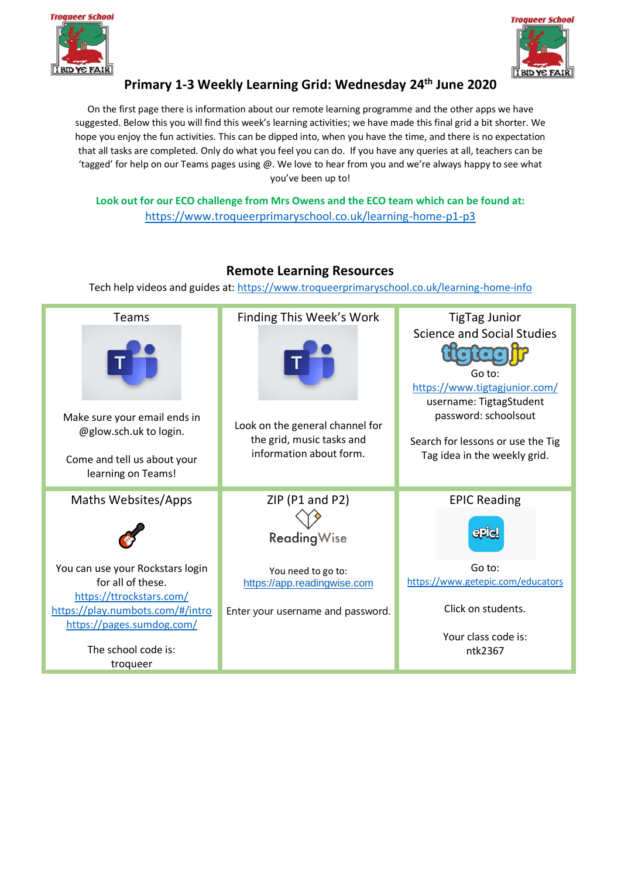# Primary 1-3 Weekly Learning Grid: Wednesday 24th June 2020

On the first page there is information about our remote learning programme and the other apps we have suggested. Below this you will find this week's learning activities; we have made this final grid a bit shorter. We hope you enjoy the fun activities. This can be dipped into, when you have the time, and there is no expectation that all tasks are completed. Only do what you feel you can do. If you have any queries at all, teachers can be 'tagged' for help on our Teams pages using @. We love to hear from you and we're always happy to see what you've been up to!

**Look out for our ECO challenge from Mrs Owens and the ECO team which can be found at:**
https://www.troqueerprimaryschool.co.uk/learning-home-p1-p3

## Remote Learning Resources

Tech help videos and guides at: https://www.troqueerprimaryschool.co.uk/learning-home-info

| Teams | Finding This Week's Work | TigTag Junior Science and Social Studies |
|---|---|---|
| Make sure your email ends in @glow.sch.uk to login.<br><br>Come and tell us about your learning on Teams! | Look on the general channel for the grid, music tasks and information about form. | Go to: https://www.tigtagjunior.com/<br>username: TigtagStudent<br>password: schoolsout<br><br>Search for lessons or use the Tig Tag idea in the weekly grid. |
| **Maths Websites/Apps** | **ZIP (P1 and P2)** | **EPIC Reading** |
| You can use your Rockstars login for all of these.<br>https://ttrockstars.com/<br>https://play.numbots.com/#/intro<br>https://pages.sumdog.com/<br><br>The school code is:<br>troqueer | ReadingWise<br><br>You need to go to:<br>https://app.readingwise.com<br><br>Enter your username and password. | Go to:<br>https://www.getepic.com/educators<br><br>Click on students.<br><br>Your class code is:<br>ntk2367 |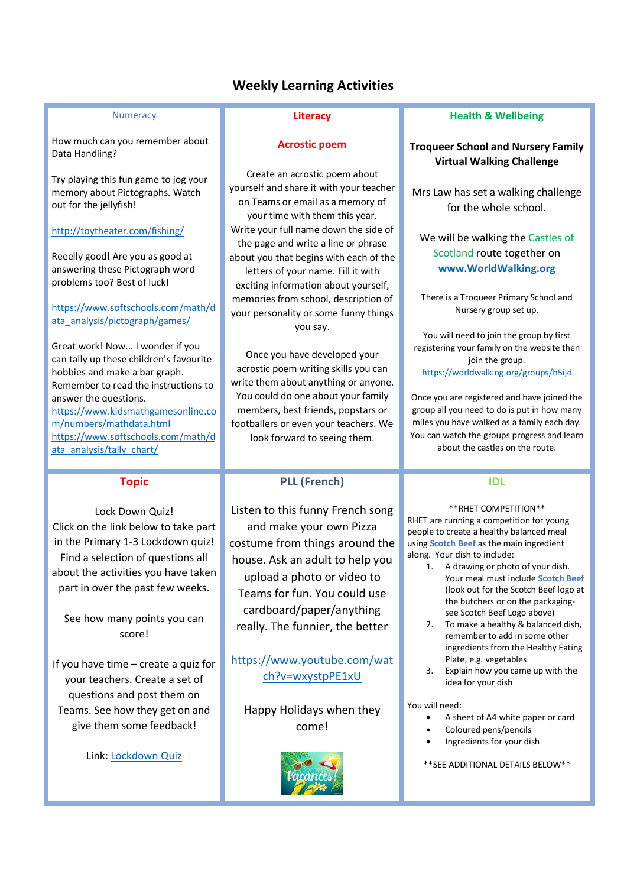# Weekly Learning Activities

## Numeracy

How much can you remember about Data Handling?

Try playing this fun game to jog your memory about Pictographs. Watch out for the jellyfish!

http://toytheater.com/fishing/

Reeelly good! Are you as good at answering these Pictograph word problems too? Best of luck!

https://www.softschools.com/math/data_analysis/pictograph/games/

Great work! Now... I wonder if you can tally up these children's favourite hobbies and make a bar graph. Remember to read the instructions to answer the questions.

https://www.kidsmathgamesonline.com/numbers/mathdata.html

https://www.softschools.com/math/data_analysis/tally_chart/

## Literacy

### Acrostic poem

Create an acrostic poem about yourself and share it with your teacher on Teams or email as a memory of your time with them this year. Write your full name down the side of the page and write a line or phrase about you that begins with each of the letters of your name. Fill it with exciting information about yourself, memories from school, description of your personality or some funny things you say.

Once you have developed your acrostic poem writing skills you can write them about anything or anyone. You could do one about your family members, best friends, popstars or footballers or even your teachers. We look forward to seeing them.

## Health & Wellbeing

### Troqueer School and Nursery Family Virtual Walking Challenge

Mrs Law has set a walking challenge for the whole school.

We will be walking the Castles of Scotland route together on **www.WorldWalking.org**

There is a Troqueer Primary School and Nursery group set up.

You will need to join the group by first registering your family on the website then join the group.
https://worldwalking.org/groups/h5ijd

Once you are registered and have joined the group all you need to do is put in how many miles you have walked as a family each day. You can watch the groups progress and learn about the castles on the route.

## Topic

Lock Down Quiz!
Click on the link below to take part in the Primary 1-3 Lockdown quiz! Find a selection of questions all about the activities you have taken part in over the past few weeks.

See how many points you can score!

If you have time – create a quiz for your teachers. Create a set of questions and post them on Teams. See how they get on and give them some feedback!

Link: Lockdown Quiz

## PLL (French)

Listen to this funny French song and make your own Pizza costume from things around the house. Ask an adult to help you upload a photo or video to Teams for fun. You could use cardboard/paper/anything really. The funnier, the better

https://www.youtube.com/watch?v=wxystpPE1xU

Happy Holidays when they come!

## IDL

**RHET COMPETITION**

RHET are running a competition for young people to create a healthy balanced meal using **Scotch Beef** as the main ingredient along. Your dish to include:

1. A drawing or photo of your dish. Your meal must include **Scotch Beef** (look out for the Scotch Beef logo at the butchers or on the packaging- see Scotch Beef Logo above)
2. To make a healthy & balanced dish, remember to add in some other ingredients from the Healthy Eating Plate, e.g. vegetables
3. Explain how you came up with the idea for your dish

You will need:

- A sheet of A4 white paper or card
- Coloured pens/pencils
- Ingredients for your dish

**SEE ADDITIONAL DETAILS BELOW**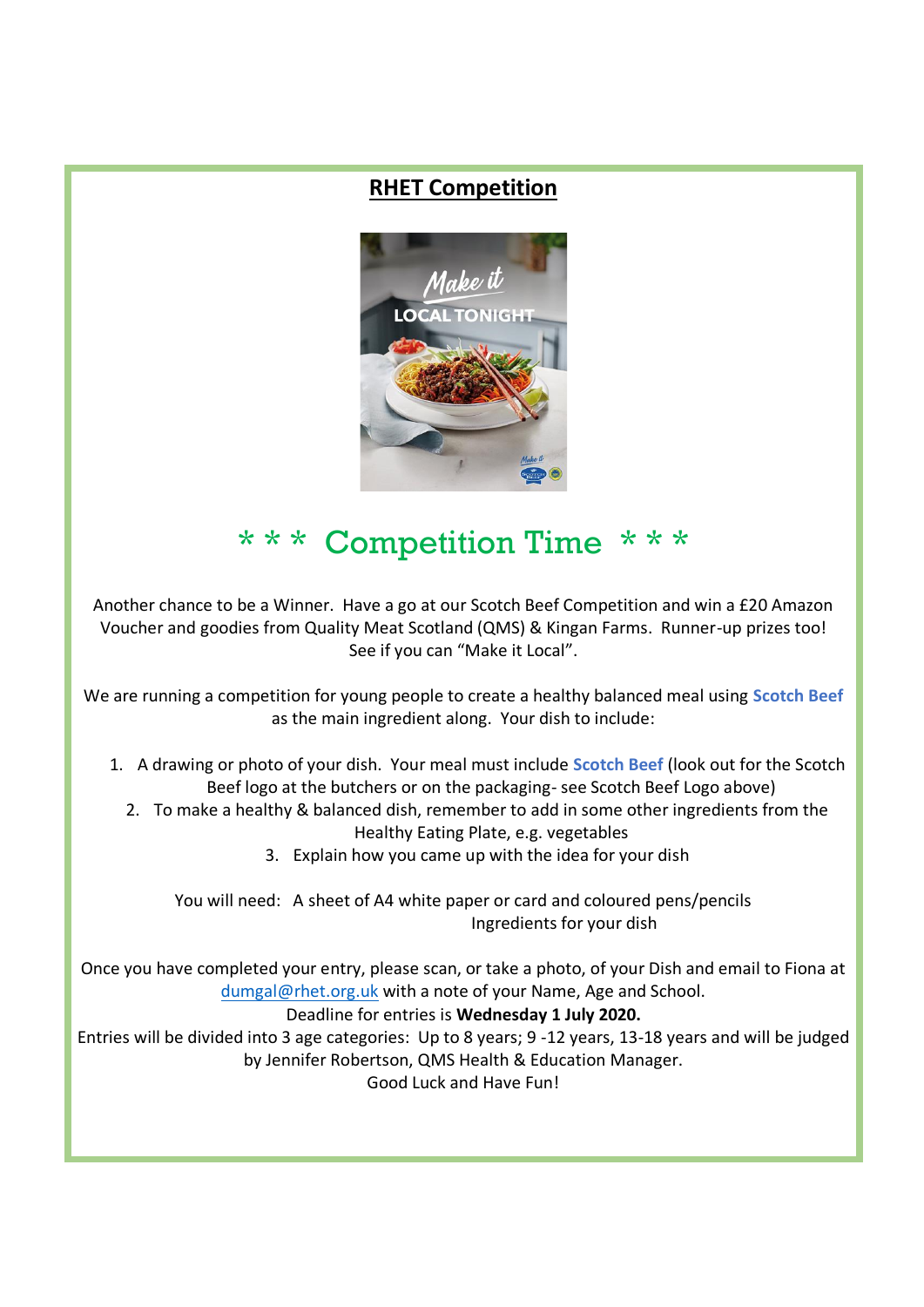## RHET Competition

# * * * Competition Time * * *

Another chance to be a Winner. Have a go at our Scotch Beef Competition and win a £20 Amazon Voucher and goodies from Quality Meat Scotland (QMS) & Kingan Farms. Runner-up prizes too! See if you can "Make it Local".

We are running a competition for young people to create a healthy balanced meal using **Scotch Beef** as the main ingredient along. Your dish to include:

1. A drawing or photo of your dish. Your meal must include **Scotch Beef** (look out for the Scotch Beef logo at the butchers or on the packaging- see Scotch Beef Logo above)
2. To make a healthy & balanced dish, remember to add in some other ingredients from the Healthy Eating Plate, e.g. vegetables
3. Explain how you came up with the idea for your dish

You will need: A sheet of A4 white paper or card and coloured pens/pencils
Ingredients for your dish

Once you have completed your entry, please scan, or take a photo, of your Dish and email to Fiona at dumgal@rhet.org.uk with a note of your Name, Age and School.

Deadline for entries is **Wednesday 1 July 2020.**

Entries will be divided into 3 age categories: Up to 8 years; 9 -12 years, 13-18 years and will be judged by Jennifer Robertson, QMS Health & Education Manager.

Good Luck and Have Fun!